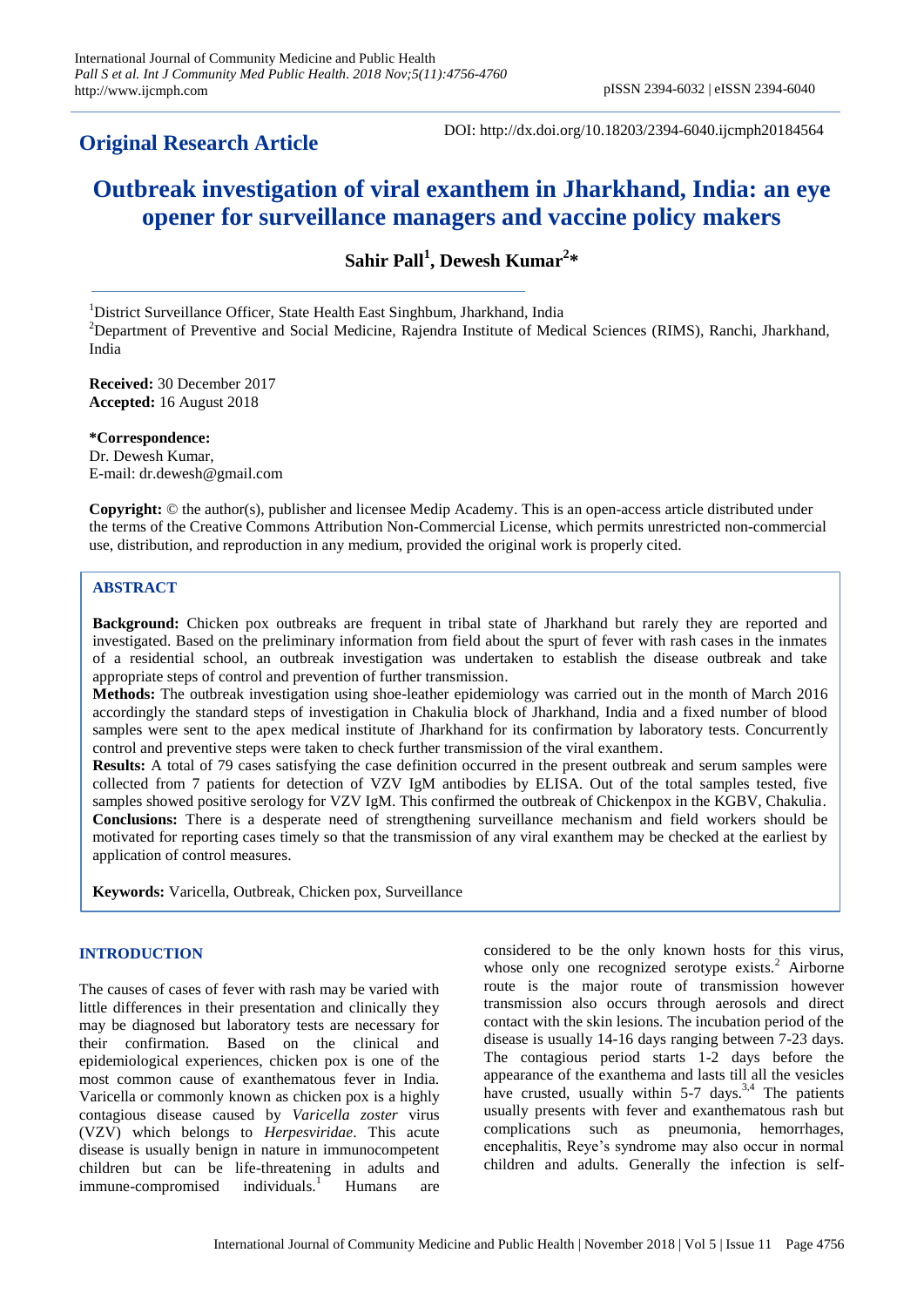## Original Research Article

DOI: http://dx.doi.org/10.18203/2394-6040.ijcmph20184564

# Outbreak investigation of viral exanthem in Jharkhand, India: an eye opener for surveillance managers and vaccine policy makers

**Sahir Pall[1], Dewesh Kumar[2]***

[1]District Surveillance Officer, State Health East Singhbum, Jharkhand, India

[2]Department of Preventive and Social Medicine, Rajendra Institute of Medical Sciences (RIMS), Ranchi, Jharkhand, India

**Received:** 30 December 2017
**Accepted:** 16 August 2018

***Correspondence:**
Dr. Dewesh Kumar,
E-mail: dr.dewesh@gmail.com

**Copyright:** © the author(s), publisher and licensee Medip Academy. This is an open-access article distributed under the terms of the Creative Commons Attribution Non-Commercial License, which permits unrestricted non-commercial use, distribution, and reproduction in any medium, provided the original work is properly cited.

## ABSTRACT

**Background:** Chicken pox outbreaks are frequent in tribal state of Jharkhand but rarely they are reported and investigated. Based on the preliminary information from field about the spurt of fever with rash cases in the inmates of a residential school, an outbreak investigation was undertaken to establish the disease outbreak and take appropriate steps of control and prevention of further transmission.

**Methods:** The outbreak investigation using shoe-leather epidemiology was carried out in the month of March 2016 accordingly the standard steps of investigation in Chakulia block of Jharkhand, India and a fixed number of blood samples were sent to the apex medical institute of Jharkhand for its confirmation by laboratory tests. Concurrently control and preventive steps were taken to check further transmission of the viral exanthem.

**Results:** A total of 79 cases satisfying the case definition occurred in the present outbreak and serum samples were collected from 7 patients for detection of VZV IgM antibodies by ELISA. Out of the total samples tested, five samples showed positive serology for VZV IgM. This confirmed the outbreak of Chickenpox in the KGBV, Chakulia.

**Conclusions:** There is a desperate need of strengthening surveillance mechanism and field workers should be motivated for reporting cases timely so that the transmission of any viral exanthem may be checked at the earliest by application of control measures.

**Keywords:** Varicella, Outbreak, Chicken pox, Surveillance

## INTRODUCTION

The causes of cases of fever with rash may be varied with little differences in their presentation and clinically they may be diagnosed but laboratory tests are necessary for their confirmation. Based on the clinical and epidemiological experiences, chicken pox is one of the most common cause of exanthematous fever in India. Varicella or commonly known as chicken pox is a highly contagious disease caused by *Varicella zoster* virus (VZV) which belongs to *Herpesviridae*. This acute disease is usually benign in nature in immunocompetent children but can be life-threatening in adults and immune-compromised individuals.[1] Humans are considered to be the only known hosts for this virus, whose only one recognized serotype exists.[2] Airborne route is the major route of transmission however transmission also occurs through aerosols and direct contact with the skin lesions. The incubation period of the disease is usually 14-16 days ranging between 7-23 days. The contagious period starts 1-2 days before the appearance of the exanthema and lasts till all the vesicles have crusted, usually within 5-7 days.[3,4] The patients usually presents with fever and exanthematous rash but complications such as pneumonia, hemorrhages, encephalitis, Reye's syndrome may also occur in normal children and adults. Generally the infection is self-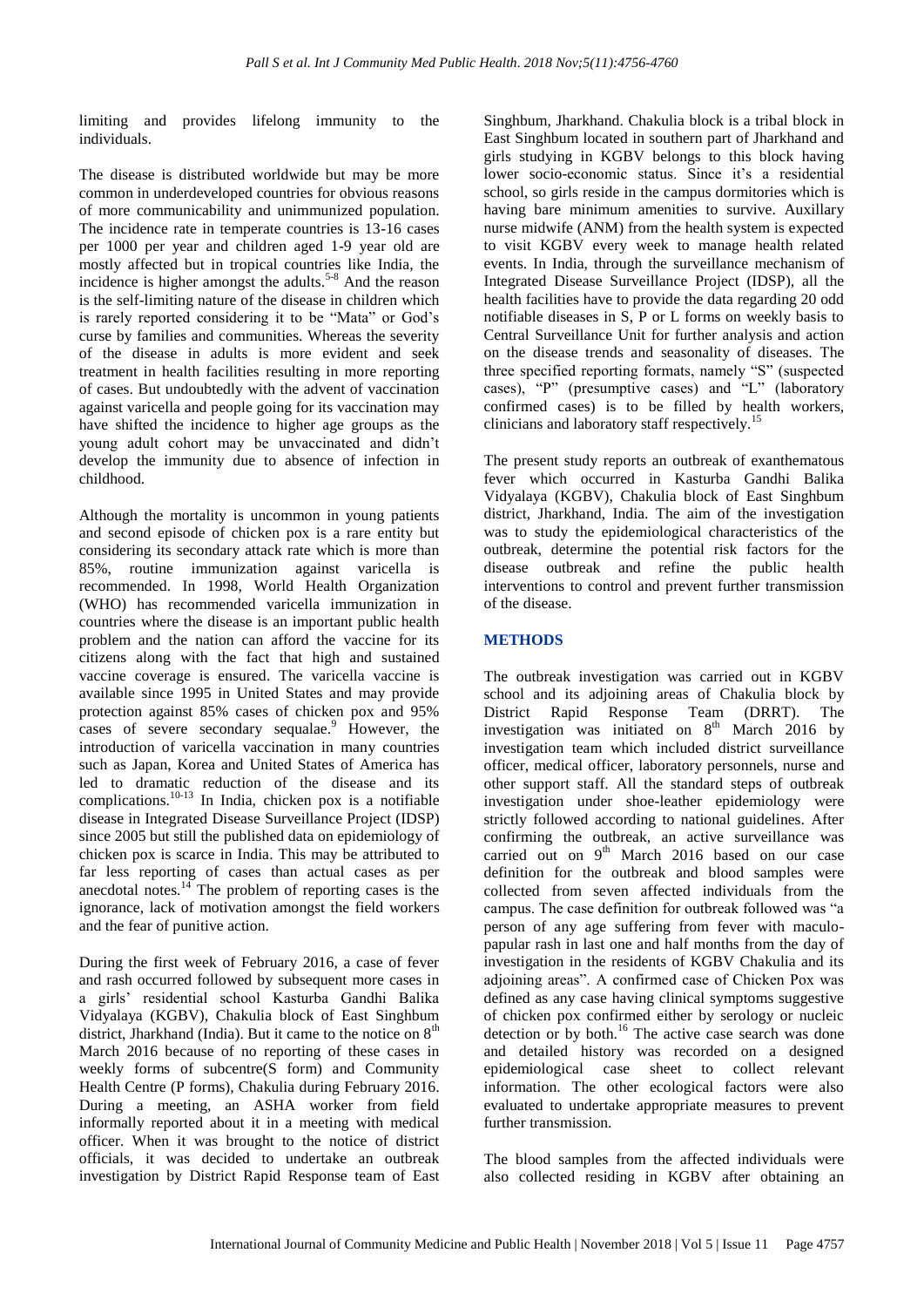limiting and provides lifelong immunity to the individuals.

The disease is distributed worldwide but may be more common in underdeveloped countries for obvious reasons of more communicability and unimmunized population. The incidence rate in temperate countries is 13-16 cases per 1000 per year and children aged 1-9 year old are mostly affected but in tropical countries like India, the incidence is higher amongst the adults.[5-8] And the reason is the self-limiting nature of the disease in children which is rarely reported considering it to be "Mata" or God's curse by families and communities. Whereas the severity of the disease in adults is more evident and seek treatment in health facilities resulting in more reporting of cases. But undoubtedly with the advent of vaccination against varicella and people going for its vaccination may have shifted the incidence to higher age groups as the young adult cohort may be unvaccinated and didn't develop the immunity due to absence of infection in childhood.

Although the mortality is uncommon in young patients and second episode of chicken pox is a rare entity but considering its secondary attack rate which is more than 85%, routine immunization against varicella is recommended. In 1998, World Health Organization (WHO) has recommended varicella immunization in countries where the disease is an important public health problem and the nation can afford the vaccine for its citizens along with the fact that high and sustained vaccine coverage is ensured. The varicella vaccine is available since 1995 in United States and may provide protection against 85% cases of chicken pox and 95% cases of severe secondary sequalae.[9] However, the introduction of varicella vaccination in many countries such as Japan, Korea and United States of America has led to dramatic reduction of the disease and its complications.[10-13] In India, chicken pox is a notifiable disease in Integrated Disease Surveillance Project (IDSP) since 2005 but still the published data on epidemiology of chicken pox is scarce in India. This may be attributed to far less reporting of cases than actual cases as per anecdotal notes.[14] The problem of reporting cases is the ignorance, lack of motivation amongst the field workers and the fear of punitive action.

During the first week of February 2016, a case of fever and rash occurred followed by subsequent more cases in a girls' residential school Kasturba Gandhi Balika Vidyalaya (KGBV), Chakulia block of East Singhbum district, Jharkhand (India). But it came to the notice on 8th March 2016 because of no reporting of these cases in weekly forms of subcentre(S form) and Community Health Centre (P forms), Chakulia during February 2016. During a meeting, an ASHA worker from field informally reported about it in a meeting with medical officer. When it was brought to the notice of district officials, it was decided to undertake an outbreak investigation by District Rapid Response team of East Singhbum, Jharkhand. Chakulia block is a tribal block in East Singhbum located in southern part of Jharkhand and girls studying in KGBV belongs to this block having lower socio-economic status. Since it's a residential school, so girls reside in the campus dormitories which is having bare minimum amenities to survive. Auxillary nurse midwife (ANM) from the health system is expected to visit KGBV every week to manage health related events. In India, through the surveillance mechanism of Integrated Disease Surveillance Project (IDSP), all the health facilities have to provide the data regarding 20 odd notifiable diseases in S, P or L forms on weekly basis to Central Surveillance Unit for further analysis and action on the disease trends and seasonality of diseases. The three specified reporting formats, namely "S" (suspected cases), "P" (presumptive cases) and "L" (laboratory confirmed cases) is to be filled by health workers, clinicians and laboratory staff respectively.[15]

The present study reports an outbreak of exanthematous fever which occurred in Kasturba Gandhi Balika Vidyalaya (KGBV), Chakulia block of East Singhbum district, Jharkhand, India. The aim of the investigation was to study the epidemiological characteristics of the outbreak, determine the potential risk factors for the disease outbreak and refine the public health interventions to control and prevent further transmission of the disease.

## METHODS

The outbreak investigation was carried out in KGBV school and its adjoining areas of Chakulia block by District Rapid Response Team (DRRT). The investigation was initiated on 8th March 2016 by investigation team which included district surveillance officer, medical officer, laboratory personnels, nurse and other support staff. All the standard steps of outbreak investigation under shoe-leather epidemiology were strictly followed according to national guidelines. After confirming the outbreak, an active surveillance was carried out on 9th March 2016 based on our case definition for the outbreak and blood samples were collected from seven affected individuals from the campus. The case definition for outbreak followed was "a person of any age suffering from fever with maculo-papular rash in last one and half months from the day of investigation in the residents of KGBV Chakulia and its adjoining areas". A confirmed case of Chicken Pox was defined as any case having clinical symptoms suggestive of chicken pox confirmed either by serology or nucleic detection or by both.[16] The active case search was done and detailed history was recorded on a designed epidemiological case sheet to collect relevant information. The other ecological factors were also evaluated to undertake appropriate measures to prevent further transmission.

The blood samples from the affected individuals were also collected residing in KGBV after obtaining an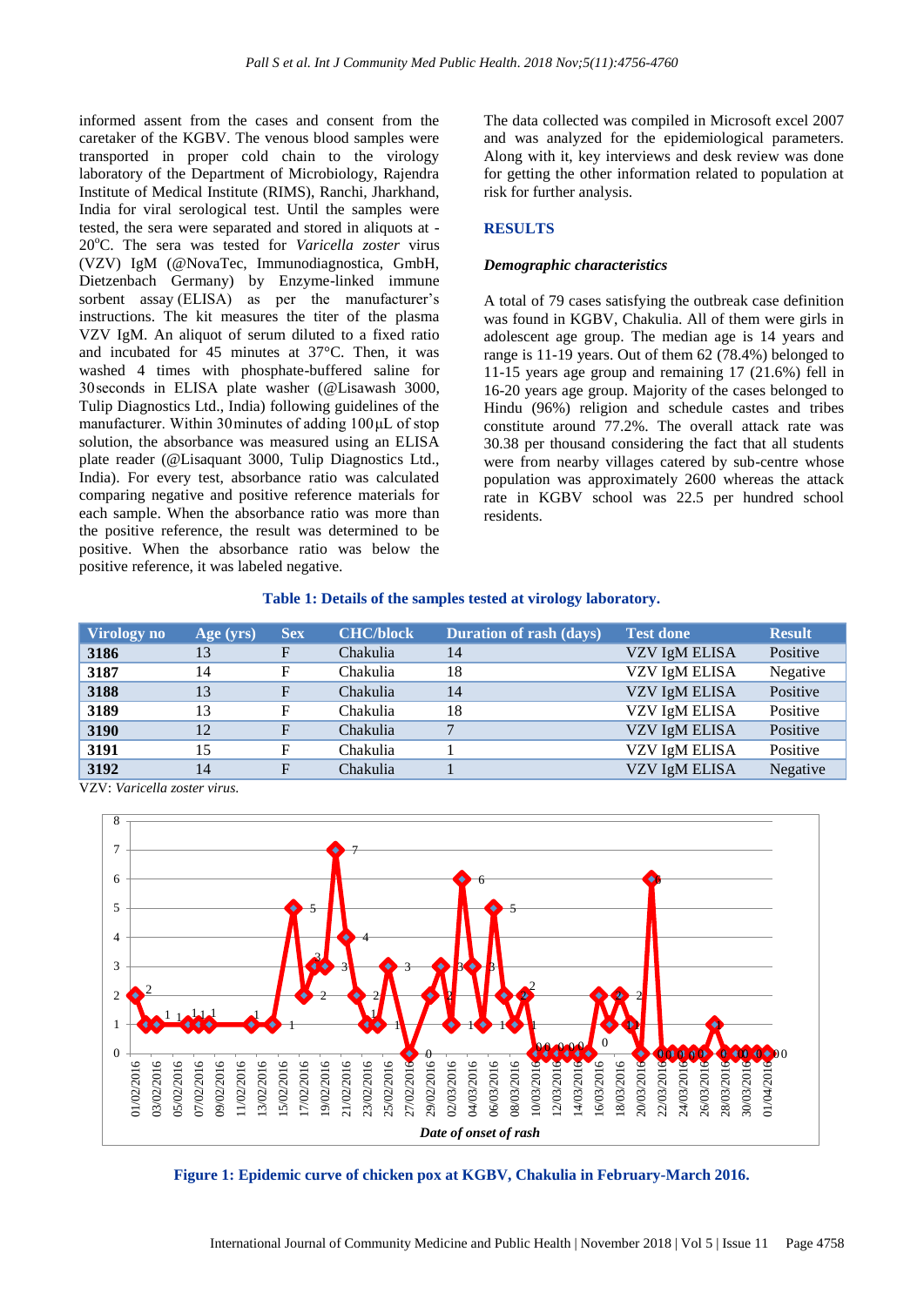informed assent from the cases and consent from the caretaker of the KGBV. The venous blood samples were transported in proper cold chain to the virology laboratory of the Department of Microbiology, Rajendra Institute of Medical Institute (RIMS), Ranchi, Jharkhand, India for viral serological test. Until the samples were tested, the sera were separated and stored in aliquots at -20°C. The sera was tested for *Varicella zoster* virus (VZV) IgM (@NovaTec, Immunodiagnostica, GmbH, Dietzenbach Germany) by Enzyme-linked immune sorbent assay (ELISA) as per the manufacturer's instructions. The kit measures the titer of the plasma VZV IgM. An aliquot of serum diluted to a fixed ratio and incubated for 45 minutes at 37°C. Then, it was washed 4 times with phosphate-buffered saline for 30 seconds in ELISA plate washer (@Lisawash 3000, Tulip Diagnostics Ltd., India) following guidelines of the manufacturer. Within 30 minutes of adding 100 µL of stop solution, the absorbance was measured using an ELISA plate reader (@Lisaquant 3000, Tulip Diagnostics Ltd., India). For every test, absorbance ratio was calculated comparing negative and positive reference materials for each sample. When the absorbance ratio was more than the positive reference, the result was determined to be positive. When the absorbance ratio was below the positive reference, it was labeled negative.

The data collected was compiled in Microsoft excel 2007 and was analyzed for the epidemiological parameters. Along with it, key interviews and desk review was done for getting the other information related to population at risk for further analysis.

## RESULTS

### *Demographic characteristics*

A total of 79 cases satisfying the outbreak case definition was found in KGBV, Chakulia. All of them were girls in adolescent age group. The median age is 14 years and range is 11-19 years. Out of them 62 (78.4%) belonged to 11-15 years age group and remaining 17 (21.6%) fell in 16-20 years age group. Majority of the cases belonged to Hindu (96%) religion and schedule castes and tribes constitute around 77.2%. The overall attack rate was 30.38 per thousand considering the fact that all students were from nearby villages catered by sub-centre whose population was approximately 2600 whereas the attack rate in KGBV school was 22.5 per hundred school residents.

**Table 1: Details of the samples tested at virology laboratory.**

| Virology no | Age (yrs) | Sex | CHC/block | Duration of rash (days) | Test done | Result |
|---|---|---|---|---|---|---|
| **3186** | 13 | F | Chakulia | 14 | VZV IgM ELISA | Positive |
| **3187** | 14 | F | Chakulia | 18 | VZV IgM ELISA | Negative |
| **3188** | 13 | F | Chakulia | 14 | VZV IgM ELISA | Positive |
| **3189** | 13 | F | Chakulia | 18 | VZV IgM ELISA | Positive |
| **3190** | 12 | F | Chakulia | 7 | VZV IgM ELISA | Positive |
| **3191** | 15 | F | Chakulia | 1 | VZV IgM ELISA | Positive |
| **3192** | 14 | F | Chakulia | 1 | VZV IgM ELISA | Negative |

VZV: *Varicella zoster virus.*

**Figure 1: Epidemic curve of chicken pox at KGBV, Chakulia in February-March 2016.**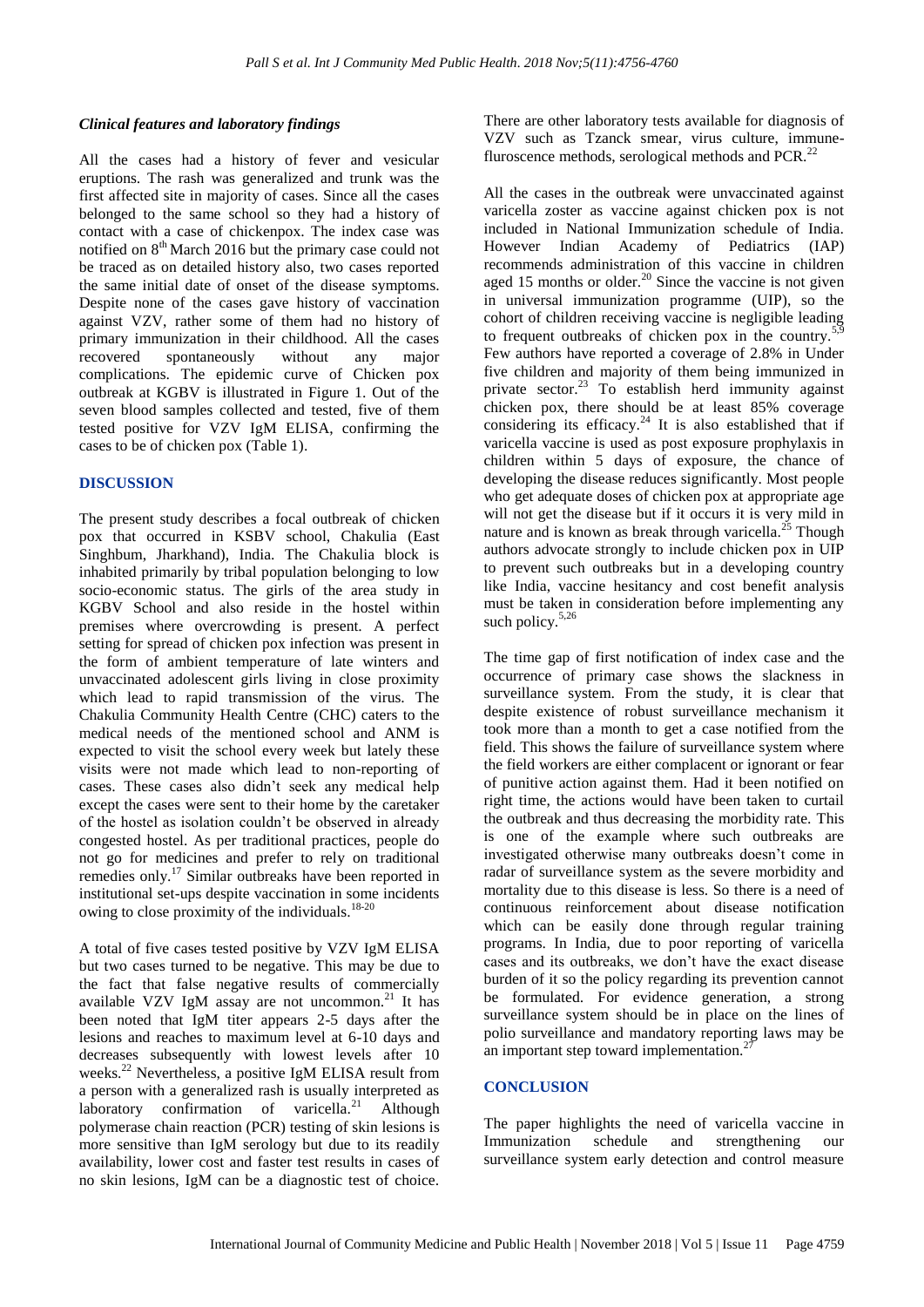### *Clinical features and laboratory findings*

All the cases had a history of fever and vesicular eruptions. The rash was generalized and trunk was the first affected site in majority of cases. Since all the cases belonged to the same school so they had a history of contact with a case of chickenpox. The index case was notified on 8th March 2016 but the primary case could not be traced as on detailed history also, two cases reported the same initial date of onset of the disease symptoms. Despite none of the cases gave history of vaccination against VZV, rather some of them had no history of primary immunization in their childhood. All the cases recovered spontaneously without any major complications. The epidemic curve of Chicken pox outbreak at KGBV is illustrated in Figure 1. Out of the seven blood samples collected and tested, five of them tested positive for VZV IgM ELISA, confirming the cases to be of chicken pox (Table 1).

## DISCUSSION

The present study describes a focal outbreak of chicken pox that occurred in KSBV school, Chakulia (East Singhbum, Jharkhand), India. The Chakulia block is inhabited primarily by tribal population belonging to low socio-economic status. The girls of the area study in KGBV School and also reside in the hostel within premises where overcrowding is present. A perfect setting for spread of chicken pox infection was present in the form of ambient temperature of late winters and unvaccinated adolescent girls living in close proximity which lead to rapid transmission of the virus. The Chakulia Community Health Centre (CHC) caters to the medical needs of the mentioned school and ANM is expected to visit the school every week but lately these visits were not made which lead to non-reporting of cases. These cases also didn't seek any medical help except the cases were sent to their home by the caretaker of the hostel as isolation couldn't be observed in already congested hostel. As per traditional practices, people do not go for medicines and prefer to rely on traditional remedies only.[17] Similar outbreaks have been reported in institutional set-ups despite vaccination in some incidents owing to close proximity of the individuals.[18-20]

A total of five cases tested positive by VZV IgM ELISA but two cases turned to be negative. This may be due to the fact that false negative results of commercially available VZV IgM assay are not uncommon.[21] It has been noted that IgM titer appears 2-5 days after the lesions and reaches to maximum level at 6-10 days and decreases subsequently with lowest levels after 10 weeks.[22] Nevertheless, a positive IgM ELISA result from a person with a generalized rash is usually interpreted as laboratory confirmation of varicella.[21] Although polymerase chain reaction (PCR) testing of skin lesions is more sensitive than IgM serology but due to its readily availability, lower cost and faster test results in cases of no skin lesions, IgM can be a diagnostic test of choice. There are other laboratory tests available for diagnosis of VZV such as Tzanck smear, virus culture, immune-fluroscence methods, serological methods and PCR.[22]

All the cases in the outbreak were unvaccinated against varicella zoster as vaccine against chicken pox is not included in National Immunization schedule of India. However Indian Academy of Pediatrics (IAP) recommends administration of this vaccine in children aged 15 months or older.[20] Since the vaccine is not given in universal immunization programme (UIP), so the cohort of children receiving vaccine is negligible leading to frequent outbreaks of chicken pox in the country.[5,9] Few authors have reported a coverage of 2.8% in Under five children and majority of them being immunized in private sector.[23] To establish herd immunity against chicken pox, there should be at least 85% coverage considering its efficacy.[24] It is also established that if varicella vaccine is used as post exposure prophylaxis in children within 5 days of exposure, the chance of developing the disease reduces significantly. Most people who get adequate doses of chicken pox at appropriate age will not get the disease but if it occurs it is very mild in nature and is known as break through varicella.[25] Though authors advocate strongly to include chicken pox in UIP to prevent such outbreaks but in a developing country like India, vaccine hesitancy and cost benefit analysis must be taken in consideration before implementing any such policy.[5,26]

The time gap of first notification of index case and the occurrence of primary case shows the slackness in surveillance system. From the study, it is clear that despite existence of robust surveillance mechanism it took more than a month to get a case notified from the field. This shows the failure of surveillance system where the field workers are either complacent or ignorant or fear of punitive action against them. Had it been notified on right time, the actions would have been taken to curtail the outbreak and thus decreasing the morbidity rate. This is one of the example where such outbreaks are investigated otherwise many outbreaks doesn't come in radar of surveillance system as the severe morbidity and mortality due to this disease is less. So there is a need of continuous reinforcement about disease notification which can be easily done through regular training programs. In India, due to poor reporting of varicella cases and its outbreaks, we don't have the exact disease burden of it so the policy regarding its prevention cannot be formulated. For evidence generation, a strong surveillance system should be in place on the lines of polio surveillance and mandatory reporting laws may be an important step toward implementation.[27]

## CONCLUSION

The paper highlights the need of varicella vaccine in Immunization schedule and strengthening our surveillance system early detection and control measure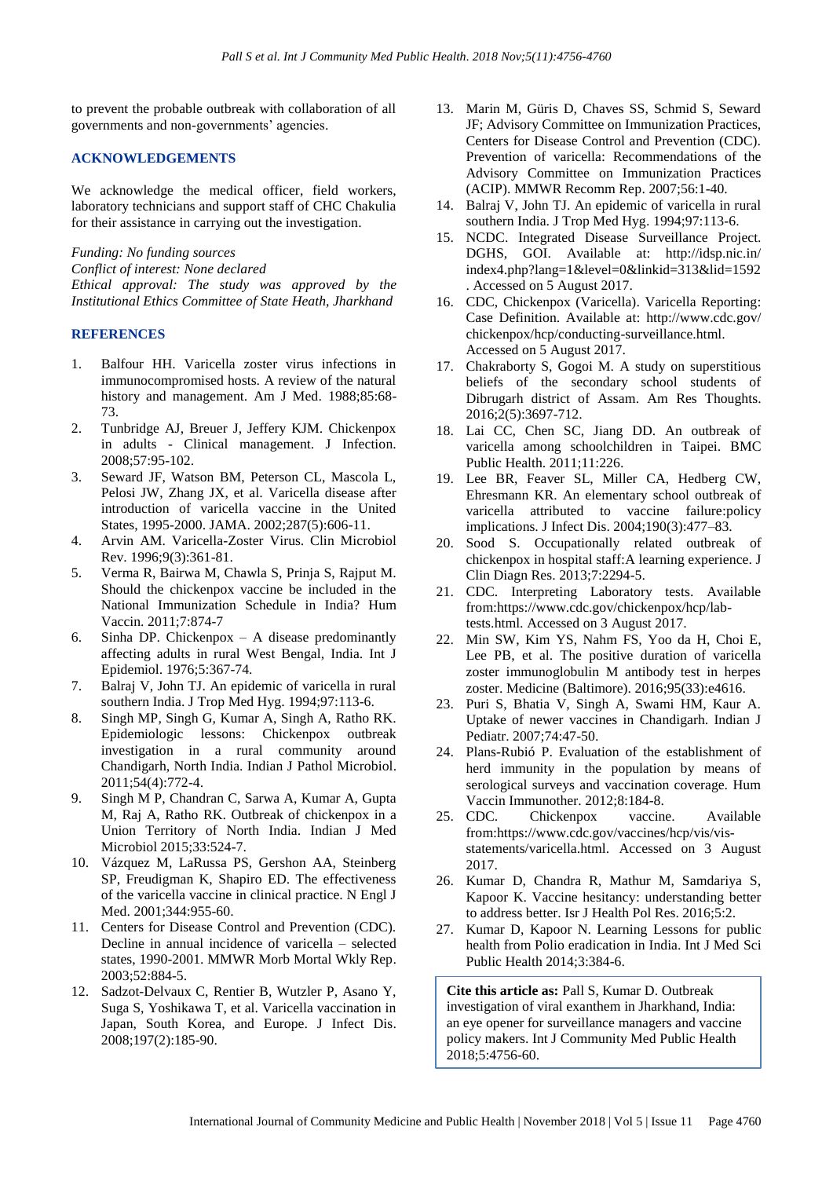to prevent the probable outbreak with collaboration of all governments and non-governments' agencies.

## ACKNOWLEDGEMENTS

We acknowledge the medical officer, field workers, laboratory technicians and support staff of CHC Chakulia for their assistance in carrying out the investigation.

*Funding: No funding sources*
*Conflict of interest: None declared*
*Ethical approval: The study was approved by the Institutional Ethics Committee of State Heath, Jharkhand*

## REFERENCES

1. Balfour HH. Varicella zoster virus infections in immunocompromised hosts. A review of the natural history and management. Am J Med. 1988;85:68-73.
2. Tunbridge AJ, Breuer J, Jeffery KJM. Chickenpox in adults - Clinical management. J Infection. 2008;57:95-102.
3. Seward JF, Watson BM, Peterson CL, Mascola L, Pelosi JW, Zhang JX, et al. Varicella disease after introduction of varicella vaccine in the United States, 1995-2000. JAMA. 2002;287(5):606-11.
4. Arvin AM. Varicella-Zoster Virus. Clin Microbiol Rev. 1996;9(3):361-81.
5. Verma R, Bairwa M, Chawla S, Prinja S, Rajput M. Should the chickenpox vaccine be included in the National Immunization Schedule in India? Hum Vaccin. 2011;7:874-7
6. Sinha DP. Chickenpox – A disease predominantly affecting adults in rural West Bengal, India. Int J Epidemiol. 1976;5:367-74.
7. Balraj V, John TJ. An epidemic of varicella in rural southern India. J Trop Med Hyg. 1994;97:113-6.
8. Singh MP, Singh G, Kumar A, Singh A, Ratho RK. Epidemiologic lessons: Chickenpox outbreak investigation in a rural community around Chandigarh, North India. Indian J Pathol Microbiol. 2011;54(4):772-4.
9. Singh M P, Chandran C, Sarwa A, Kumar A, Gupta M, Raj A, Ratho RK. Outbreak of chickenpox in a Union Territory of North India. Indian J Med Microbiol 2015;33:524-7.
10. Vázquez M, LaRussa PS, Gershon AA, Steinberg SP, Freudigman K, Shapiro ED. The effectiveness of the varicella vaccine in clinical practice. N Engl J Med. 2001;344:955-60.
11. Centers for Disease Control and Prevention (CDC). Decline in annual incidence of varicella – selected states, 1990-2001. MMWR Morb Mortal Wkly Rep. 2003;52:884-5.
12. Sadzot-Delvaux C, Rentier B, Wutzler P, Asano Y, Suga S, Yoshikawa T, et al. Varicella vaccination in Japan, South Korea, and Europe. J Infect Dis. 2008;197(2):185-90.
13. Marin M, Güris D, Chaves SS, Schmid S, Seward JF; Advisory Committee on Immunization Practices, Centers for Disease Control and Prevention (CDC). Prevention of varicella: Recommendations of the Advisory Committee on Immunization Practices (ACIP). MMWR Recomm Rep. 2007;56:1-40.
14. Balraj V, John TJ. An epidemic of varicella in rural southern India. J Trop Med Hyg. 1994;97:113-6.
15. NCDC. Integrated Disease Surveillance Project. DGHS, GOI. Available at: http://idsp.nic.in/index4.php?lang=1&level=0&linkid=313&lid=1592 . Accessed on 5 August 2017.
16. CDC, Chickenpox (Varicella). Varicella Reporting: Case Definition. Available at: http://www.cdc.gov/chickenpox/hcp/conducting-surveillance.html. Accessed on 5 August 2017.
17. Chakraborty S, Gogoi M. A study on superstitious beliefs of the secondary school students of Dibrugarh district of Assam. Am Res Thoughts. 2016;2(5):3697-712.
18. Lai CC, Chen SC, Jiang DD. An outbreak of varicella among schoolchildren in Taipei. BMC Public Health. 2011;11:226.
19. Lee BR, Feaver SL, Miller CA, Hedberg CW, Ehresmann KR. An elementary school outbreak of varicella attributed to vaccine failure:policy implications. J Infect Dis. 2004;190(3):477–83.
20. Sood S. Occupationally related outbreak of chickenpox in hospital staff:A learning experience. J Clin Diagn Res. 2013;7:2294-5.
21. CDC. Interpreting Laboratory tests. Available from:https://www.cdc.gov/chickenpox/hcp/lab-tests.html. Accessed on 3 August 2017.
22. Min SW, Kim YS, Nahm FS, Yoo da H, Choi E, Lee PB, et al. The positive duration of varicella zoster immunoglobulin M antibody test in herpes zoster. Medicine (Baltimore). 2016;95(33):e4616.
23. Puri S, Bhatia V, Singh A, Swami HM, Kaur A. Uptake of newer vaccines in Chandigarh. Indian J Pediatr. 2007;74:47-50.
24. Plans-Rubió P. Evaluation of the establishment of herd immunity in the population by means of serological surveys and vaccination coverage. Hum Vaccin Immunother. 2012;8:184-8.
25. CDC. Chickenpox vaccine. Available from:https://www.cdc.gov/vaccines/hcp/vis/vis-statements/varicella.html. Accessed on 3 August 2017.
26. Kumar D, Chandra R, Mathur M, Samdariya S, Kapoor K. Vaccine hesitancy: understanding better to address better. Isr J Health Pol Res. 2016;5:2.
27. Kumar D, Kapoor N. Learning Lessons for public health from Polio eradication in India. Int J Med Sci Public Health 2014;3:384-6.

**Cite this article as:** Pall S, Kumar D. Outbreak investigation of viral exanthem in Jharkhand, India: an eye opener for surveillance managers and vaccine policy makers. Int J Community Med Public Health 2018;5:4756-60.